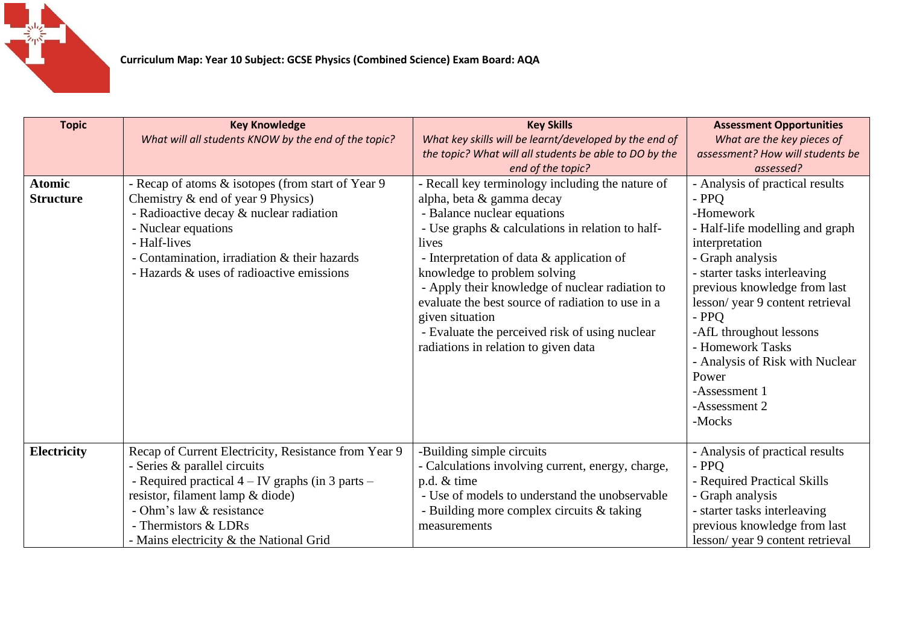**Curriculum Map: Year 10 Subject: GCSE Physics (Combined Science) Exam Board: AQA**

| **Topic** | **Key Knowledge**<br>*What will all students KNOW by the end of the topic?* | **Key Skills**<br>*What key skills will be learnt/developed by the end of the topic? What will all students be able to DO by the end of the topic?* | **Assessment Opportunities**<br>*What are the key pieces of assessment? How will students be assessed?* |
|---|---|---|---|
| **Atomic Structure** | - Recap of atoms & isotopes (from start of Year 9 Chemistry & end of year 9 Physics)<br>- Radioactive decay & nuclear radiation<br>- Nuclear equations<br>- Half-lives<br>- Contamination, irradiation & their hazards<br>- Hazards & uses of radioactive emissions | - Recall key terminology including the nature of alpha, beta & gamma decay<br>- Balance nuclear equations<br>- Use graphs & calculations in relation to half-lives<br>- Interpretation of data & application of knowledge to problem solving<br>- Apply their knowledge of nuclear radiation to evaluate the best source of radiation to use in a given situation<br>- Evaluate the perceived risk of using nuclear radiations in relation to given data | - Analysis of practical results<br>- PPQ<br>-Homework<br>- Half-life modelling and graph interpretation<br>- Graph analysis<br>- starter tasks interleaving previous knowledge from last lesson/ year 9 content retrieval<br>- PPQ<br>-AfL throughout lessons<br>- Homework Tasks<br>- Analysis of Risk with Nuclear Power<br>-Assessment 1<br>-Assessment 2<br>-Mocks |
| **Electricity** | Recap of Current Electricity, Resistance from Year 9<br>- Series & parallel circuits<br>- Required practical 4 – IV graphs (in 3 parts – resistor, filament lamp & diode)<br>- Ohm's law & resistance<br>- Thermistors & LDRs<br>- Mains electricity & the National Grid | -Building simple circuits<br>- Calculations involving current, energy, charge, p.d. & time<br>- Use of models to understand the unobservable<br>- Building more complex circuits & taking measurements | - Analysis of practical results<br>- PPQ<br>- Required Practical Skills<br>- Graph analysis<br>- starter tasks interleaving previous knowledge from last lesson/ year 9 content retrieval |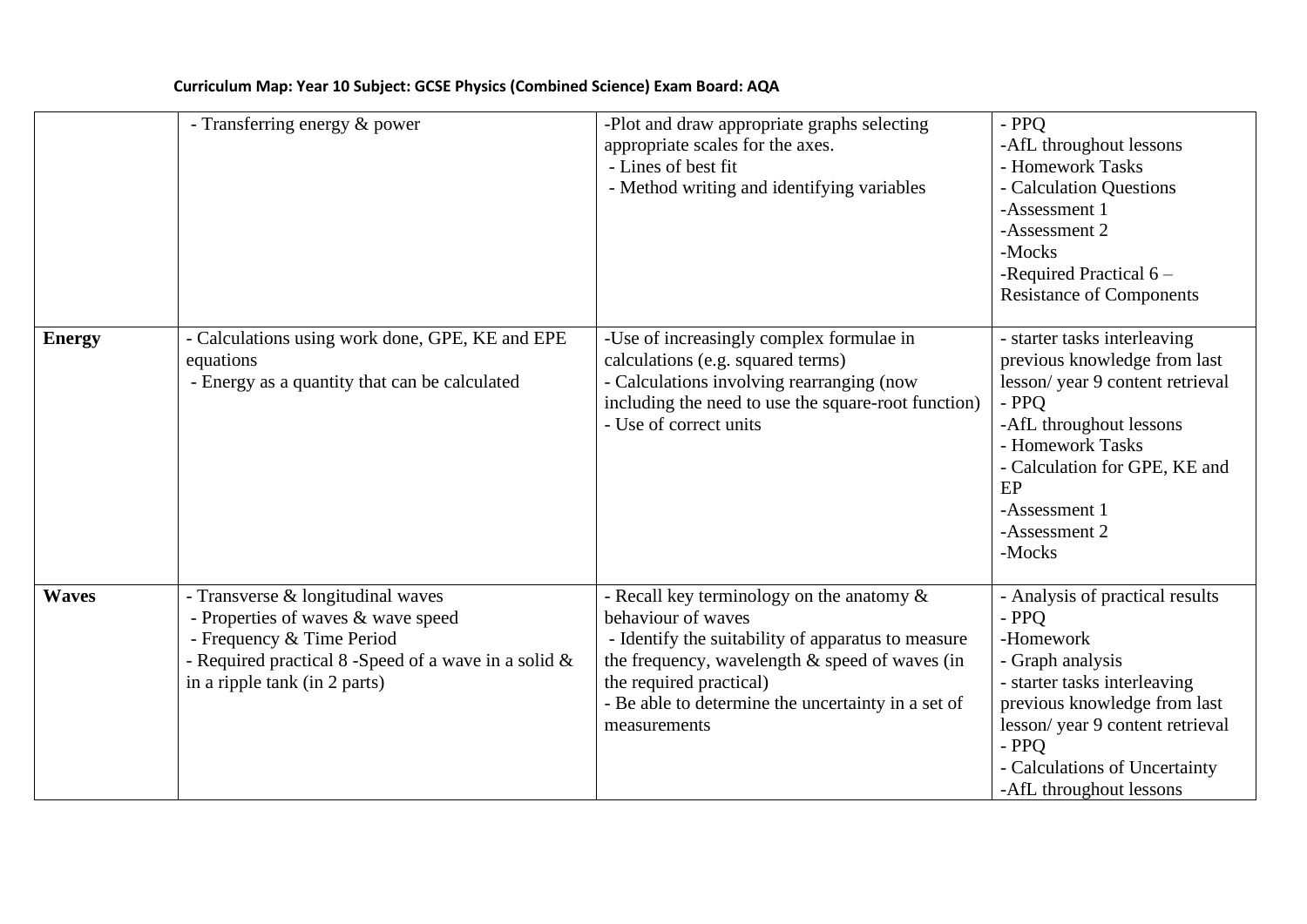**Curriculum Map: Year 10 Subject: GCSE Physics (Combined Science) Exam Board: AQA**

| | | | |
|---|---|---|---|
| | - Transferring energy & power | -Plot and draw appropriate graphs selecting appropriate scales for the axes.<br>- Lines of best fit<br>- Method writing and identifying variables | - PPQ<br>-AfL throughout lessons<br>- Homework Tasks<br>- Calculation Questions<br>-Assessment 1<br>-Assessment 2<br>-Mocks<br>-Required Practical 6 – Resistance of Components |
| **Energy** | - Calculations using work done, GPE, KE and EPE equations<br>- Energy as a quantity that can be calculated | -Use of increasingly complex formulae in calculations (e.g. squared terms)<br>- Calculations involving rearranging (now including the need to use the square-root function)<br>- Use of correct units | - starter tasks interleaving previous knowledge from last lesson/ year 9 content retrieval<br>- PPQ<br>-AfL throughout lessons<br>- Homework Tasks<br>- Calculation for GPE, KE and EP<br>-Assessment 1<br>-Assessment 2<br>-Mocks |
| **Waves** | - Transverse & longitudinal waves<br>- Properties of waves & wave speed<br>- Frequency & Time Period<br>- Required practical 8 -Speed of a wave in a solid & in a ripple tank (in 2 parts) | - Recall key terminology on the anatomy & behaviour of waves<br>- Identify the suitability of apparatus to measure the frequency, wavelength & speed of waves (in the required practical)<br>- Be able to determine the uncertainty in a set of measurements | - Analysis of practical results<br>- PPQ<br>-Homework<br>- Graph analysis<br>- starter tasks interleaving previous knowledge from last lesson/ year 9 content retrieval<br>- PPQ<br>- Calculations of Uncertainty<br>-AfL throughout lessons |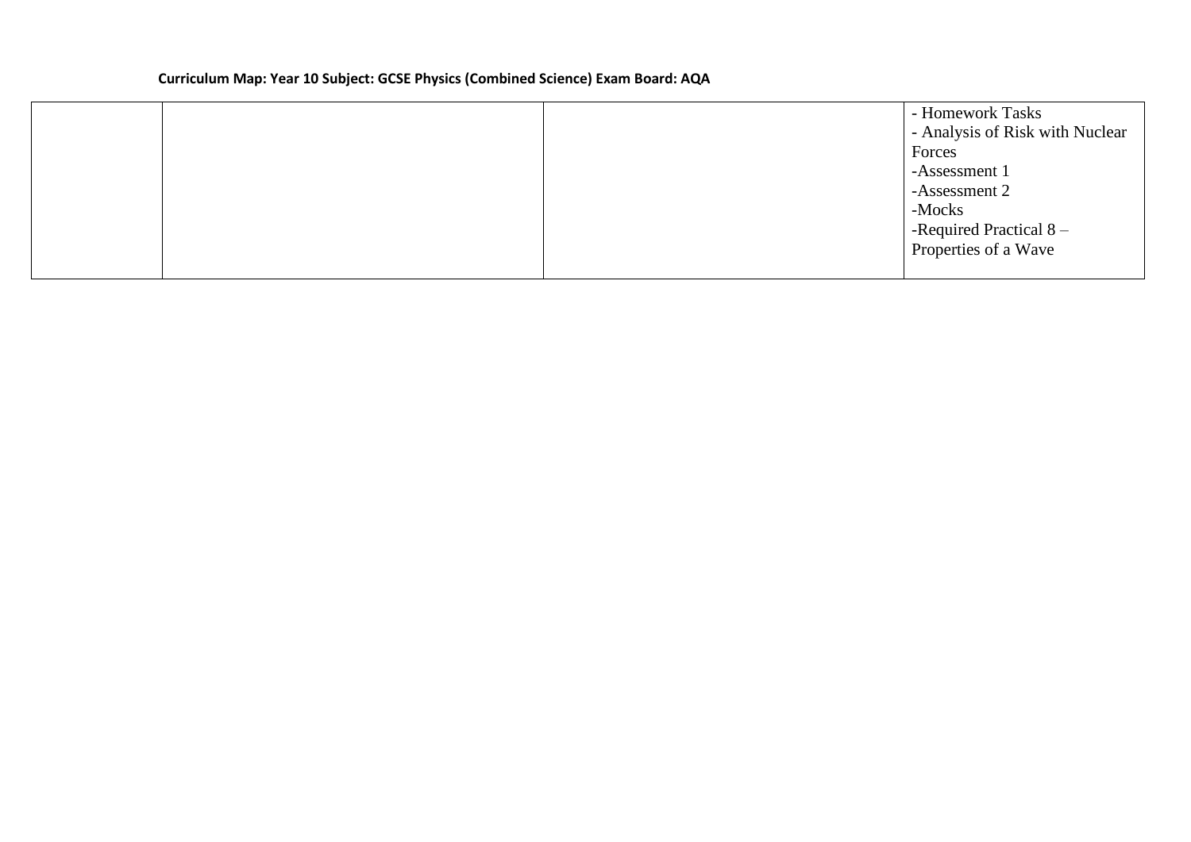**Curriculum Map: Year 10 Subject: GCSE Physics (Combined Science) Exam Board: AQA**

| | | | |
|---|---|---|---|
| | | | - Homework Tasks<br>- Analysis of Risk with Nuclear Forces<br>-Assessment 1<br>-Assessment 2<br>-Mocks<br>-Required Practical 8 – Properties of a Wave |